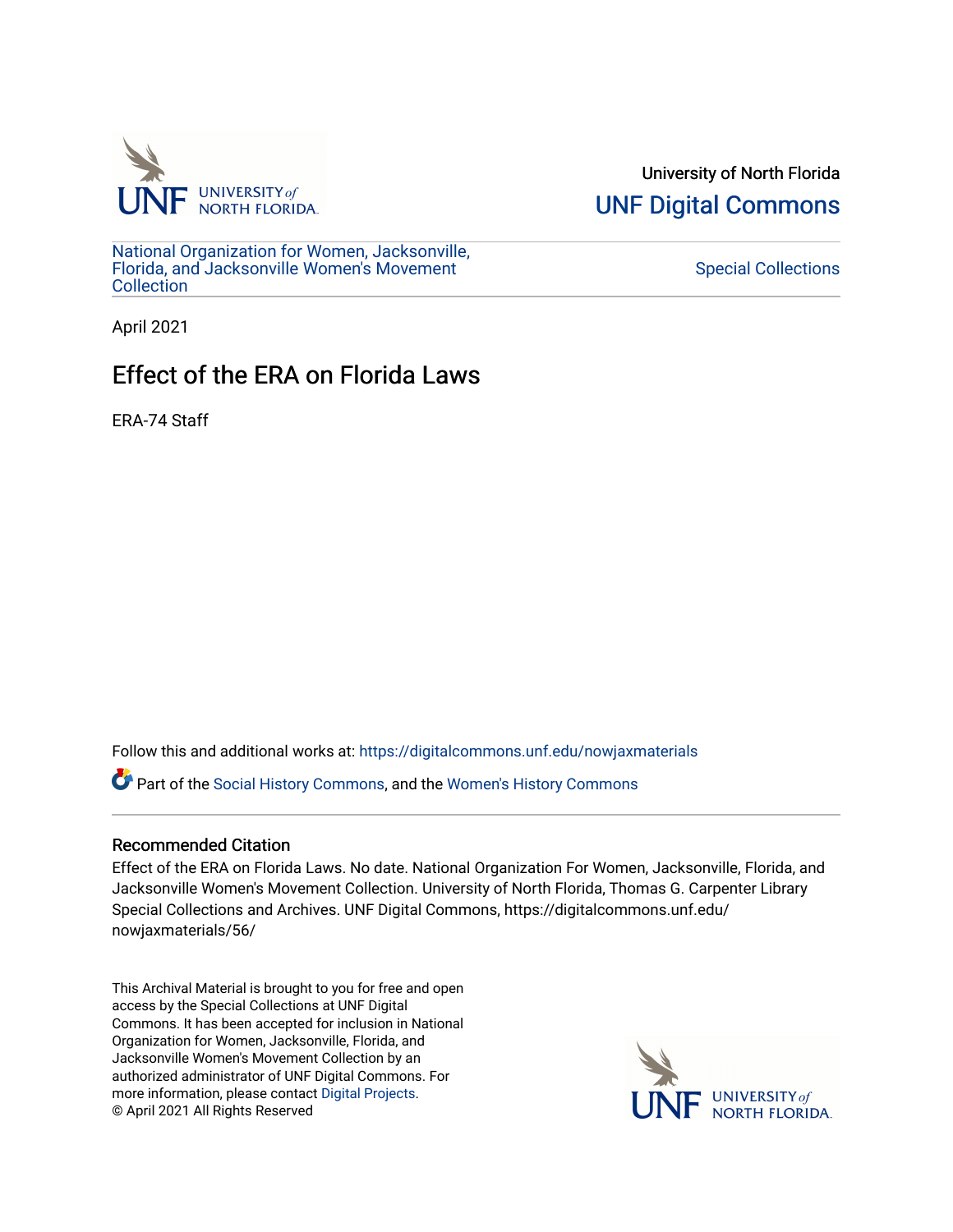University of North Florida

UNF Digital Commons

National Organization for Women, Jacksonville, Florida, and Jacksonville Women's Movement Collection

Special Collections

April 2021

# Effect of the ERA on Florida Laws

ERA-74 Staff

Follow this and additional works at: https://digitalcommons.unf.edu/nowjaxmaterials

Part of the Social History Commons, and the Women's History Commons

## Recommended Citation

Effect of the ERA on Florida Laws. No date. National Organization For Women, Jacksonville, Florida, and Jacksonville Women's Movement Collection. University of North Florida, Thomas G. Carpenter Library Special Collections and Archives. UNF Digital Commons, https://digitalcommons.unf.edu/nowjaxmaterials/56/

This Archival Material is brought to you for free and open access by the Special Collections at UNF Digital Commons. It has been accepted for inclusion in National Organization for Women, Jacksonville, Florida, and Jacksonville Women's Movement Collection by an authorized administrator of UNF Digital Commons. For more information, please contact Digital Projects.
© April 2021 All Rights Reserved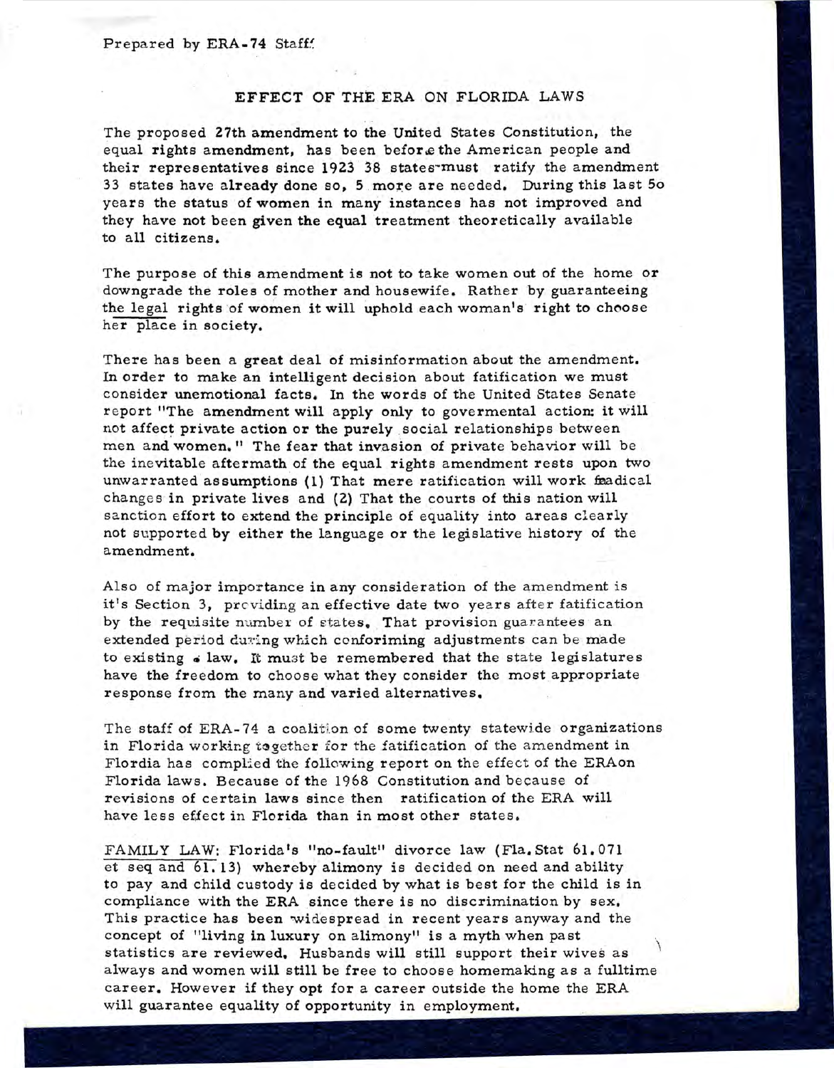Prepared by ERA-74 Staff

# EFFECT OF THE ERA ON FLORIDA LAWS

The proposed 27th amendment to the United States Constitution, the equal rights amendment, has been before the American people and their representatives since 1923 38 states must ratify the amendment 33 states have already done so, 5 more are needed. During this last 5o years the status of women in many instances has not improved and they have not been given the equal treatment theoretically available to all citizens.

The purpose of this amendment is not to take women out of the home or downgrade the roles of mother and housewife. Rather by guaranteeing the legal rights of women it will uphold each woman's right to choose her place in society.

There has been a great deal of misinformation about the amendment. In order to make an intelligent decision about fatification we must consider unemotional facts. In the words of the United States Senate report "The amendment will apply only to govermental action: it will not affect private action or the purely social relationships between men and women." The fear that invasion of private behavior will be the inevitable aftermath of the equal rights amendment rests upon two unwarranted assumptions (1) That mere ratification will work fradical changes in private lives and (2) That the courts of this nation will sanction effort to extend the principle of equality into areas clearly not supported by either the language or the legislative history of the amendment.

Also of major importance in any consideration of the amendment is it's Section 3, providing an effective date two years after fatification by the requisite number of states. That provision guarantees an extended period during which conforiming adjustments can be made to existing law. It must be remembered that the state legislatures have the freedom to choose what they consider the most appropriate response from the many and varied alternatives.

The staff of ERA-74 a coalition of some twenty statewide organizations in Florida working together for the fatification of the amendment in Flordia has complied the following report on the effect of the ERAon Florida laws. Because of the 1968 Constitution and because of revisions of certain laws since then ratification of the ERA will have less effect in Florida than in most other states.

FAMILY LAW: Florida's "no-fault" divorce law (Fla. Stat 61.071 et seq and 61.13) whereby alimony is decided on need and ability to pay and child custody is decided by what is best for the child is in compliance with the ERA since there is no discrimination by sex. This practice has been widespread in recent years anyway and the concept of "living in luxury on alimony" is a myth when past statistics are reviewed. Husbands will still support their wives as always and women will still be free to choose homemaking as a fulltime career. However if they opt for a career outside the home the ERA will guarantee equality of opportunity in employment.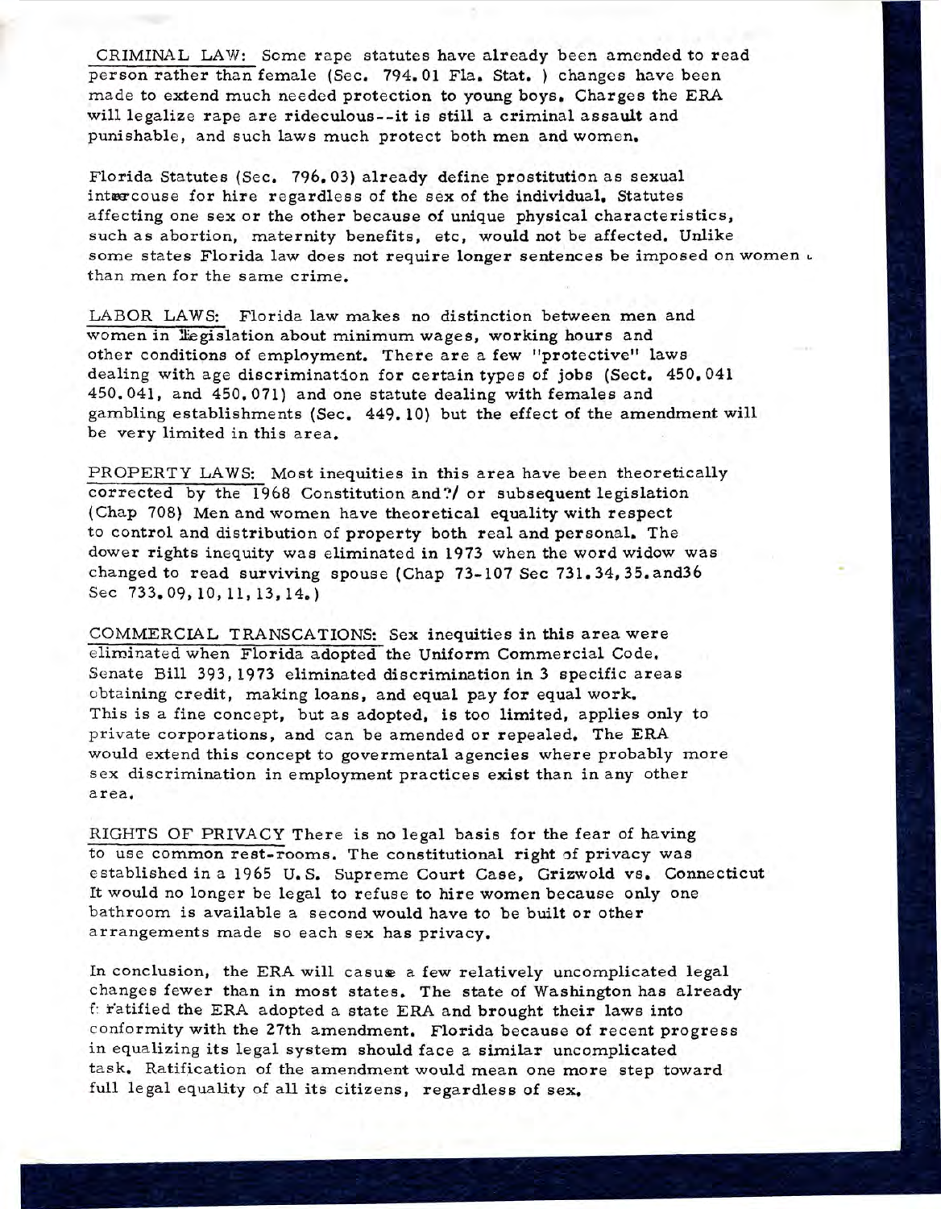CRIMINAL LAW: Some rape statutes have already been amended to read person rather than female (Sec. 794.01 Fla. Stat. ) changes have been made to extend much needed protection to young boys. Charges the ERA will legalize rape are rideculous--it is still a criminal assault and punishable, and such laws much protect both men and women.

Florida Statutes (Sec. 796.03) already define prostitution as sexual intercouse for hire regardless of the sex of the individual. Statutes affecting one sex or the other because of unique physical characteristics, such as abortion, maternity benefits, etc, would not be affected. Unlike some states Florida law does not require longer sentences be imposed on women than men for the same crime.

LABOR LAWS: Florida law makes no distinction between men and women in legislation about minimum wages, working hours and other conditions of employment. There are a few "protective" laws dealing with age discrimination for certain types of jobs (Sect. 450.041 450.041, and 450.071) and one statute dealing with females and gambling establishments (Sec. 449.10) but the effect of the amendment will be very limited in this area.

PROPERTY LAWS: Most inequities in this area have been theoretically corrected by the 1968 Constitution and?/ or subsequent legislation (Chap 708) Men and women have theoretical equality with respect to control and distribution of property both real and personal. The dower rights inequity was eliminated in 1973 when the word widow was changed to read surviving spouse (Chap 73-107 Sec 731.34, 35.and36 Sec 733.09, 10, 11, 13, 14.)

COMMERCIAL TRANSCATIONS: Sex inequities in this area were eliminated when Florida adopted the Uniform Commercial Code. Senate Bill 393, 1973 eliminated discrimination in 3 specific areas obtaining credit, making loans, and equal pay for equal work. This is a fine concept, but as adopted, is too limited, applies only to private corporations, and can be amended or repealed. The ERA would extend this concept to govermental agencies where probably more sex discrimination in employment practices exist than in any other area.

RIGHTS OF PRIVACY There is no legal basis for the fear of having to use common rest-rooms. The constitutional right of privacy was established in a 1965 U.S. Supreme Court Case, Grizwold vs. Connecticut It would no longer be legal to refuse to hire women because only one bathroom is available a second would have to be built or other arrangements made so each sex has privacy.

In conclusion, the ERA will casue a few relatively uncomplicated legal changes fewer than in most states. The state of Washington has already ratified the ERA adopted a state ERA and brought their laws into conformity with the 27th amendment. Florida because of recent progress in equalizing its legal system should face a similar uncomplicated task. Ratification of the amendment would mean one more step toward full legal equality of all its citizens, regardless of sex.